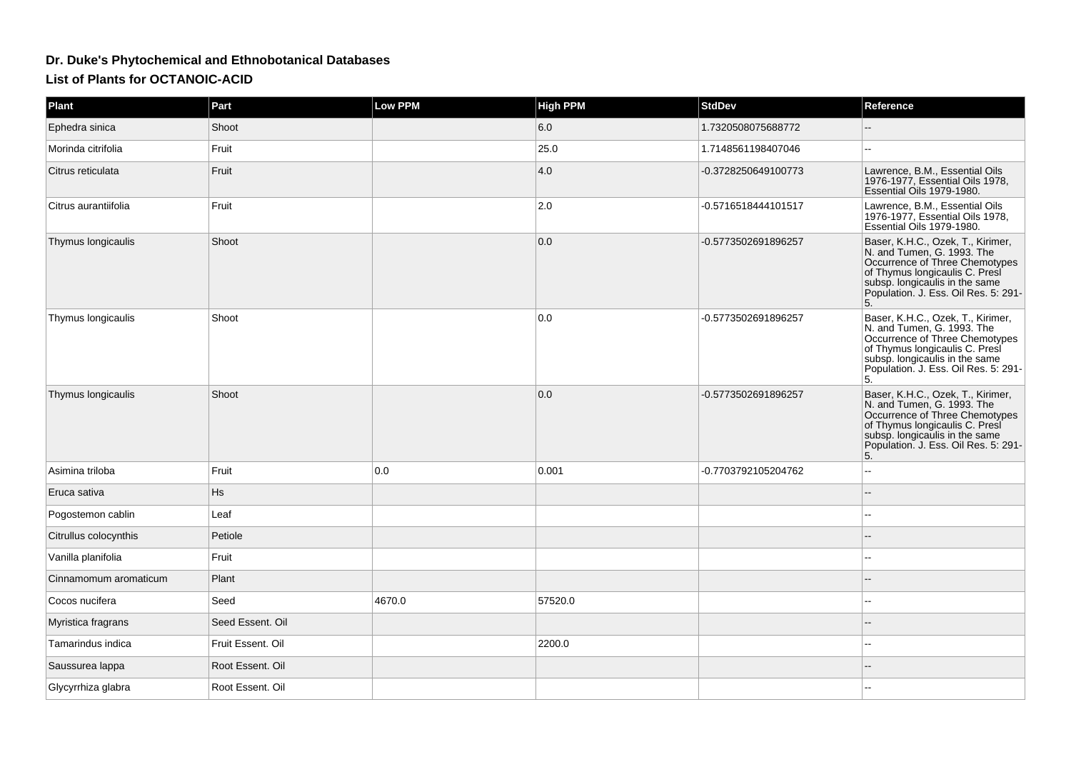# Dr. Duke's Phytochemical and Ethnobotanical Databases

## List of Plants for OCTANOIC-ACID

| Plant | Part | Low PPM | High PPM | StdDev | Reference |
| --- | --- | --- | --- | --- | --- |
| Ephedra sinica | Shoot | | 6.0 | 1.7320508075688772 | -- |
| Morinda citrifolia | Fruit | | 25.0 | 1.7148561198407046 | -- |
| Citrus reticulata | Fruit | | 4.0 | -0.3728250649100773 | Lawrence, B.M., Essential Oils 1976-1977, Essential Oils 1978, Essential Oils 1979-1980. |
| Citrus aurantiifolia | Fruit | | 2.0 | -0.5716518444101517 | Lawrence, B.M., Essential Oils 1976-1977, Essential Oils 1978, Essential Oils 1979-1980. |
| Thymus longicaulis | Shoot | | 0.0 | -0.5773502691896257 | Baser, K.H.C., Ozek, T., Kirimer, N. and Tumen, G. 1993. The Occurrence of Three Chemotypes of Thymus longicaulis C. Presl subsp. longicaulis in the same Population. J. Ess. Oil Res. 5: 291-5. |
| Thymus longicaulis | Shoot | | 0.0 | -0.5773502691896257 | Baser, K.H.C., Ozek, T., Kirimer, N. and Tumen, G. 1993. The Occurrence of Three Chemotypes of Thymus longicaulis C. Presl subsp. longicaulis in the same Population. J. Ess. Oil Res. 5: 291-5. |
| Thymus longicaulis | Shoot | | 0.0 | -0.5773502691896257 | Baser, K.H.C., Ozek, T., Kirimer, N. and Tumen, G. 1993. The Occurrence of Three Chemotypes of Thymus longicaulis C. Presl subsp. longicaulis in the same Population. J. Ess. Oil Res. 5: 291-5. |
| Asimina triloba | Fruit | 0.0 | 0.001 | -0.7703792105204762 | -- |
| Eruca sativa | Hs | | | | -- |
| Pogostemon cablin | Leaf | | | | -- |
| Citrullus colocynthis | Petiole | | | | -- |
| Vanilla planifolia | Fruit | | | | -- |
| Cinnamomum aromaticum | Plant | | | | -- |
| Cocos nucifera | Seed | 4670.0 | 57520.0 | | -- |
| Myristica fragrans | Seed Essent. Oil | | | | -- |
| Tamarindus indica | Fruit Essent. Oil | | 2200.0 | | -- |
| Saussurea lappa | Root Essent. Oil | | | | -- |
| Glycyrrhiza glabra | Root Essent. Oil | | | | -- |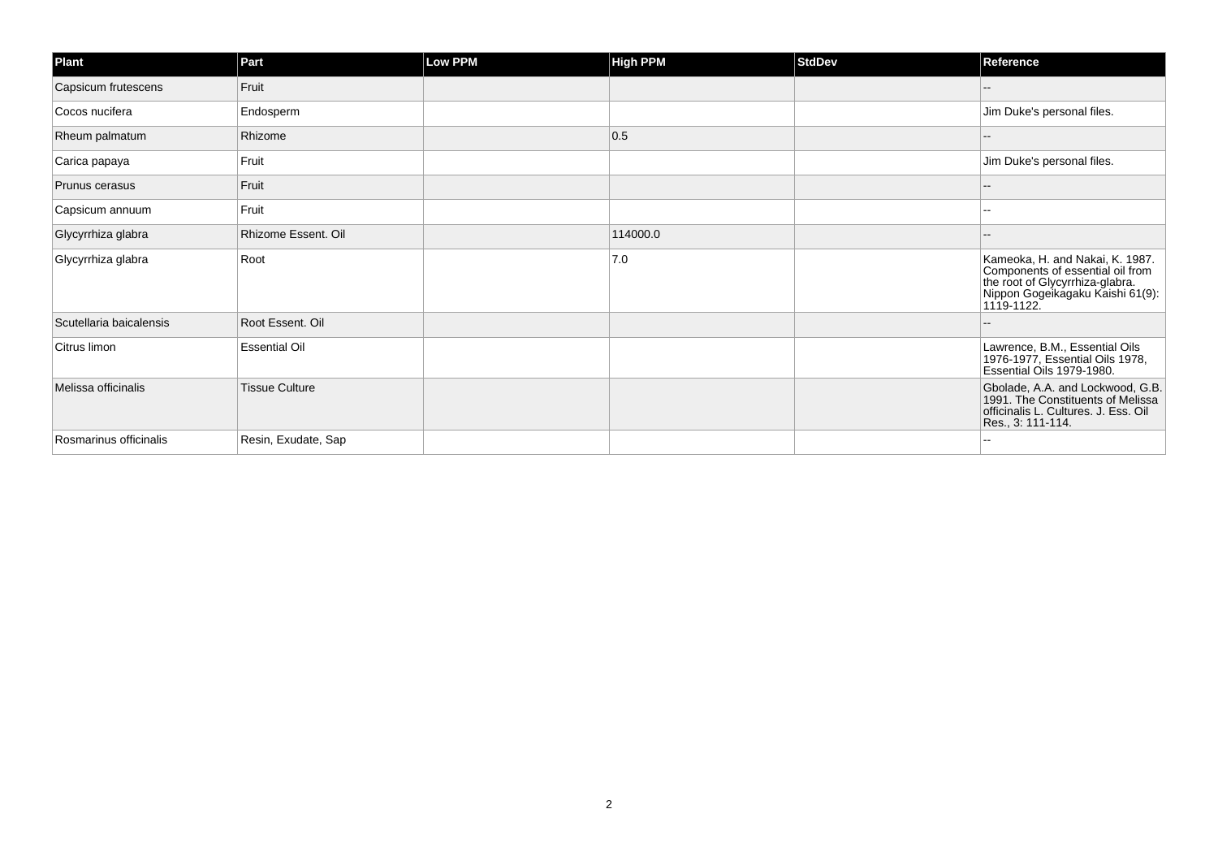| Plant | Part | Low PPM | High PPM | StdDev | Reference |
| --- | --- | --- | --- | --- | --- |
| Capsicum frutescens | Fruit | | | | -- |
| Cocos nucifera | Endosperm | | | | Jim Duke's personal files. |
| Rheum palmatum | Rhizome | | 0.5 | | -- |
| Carica papaya | Fruit | | | | Jim Duke's personal files. |
| Prunus cerasus | Fruit | | | | -- |
| Capsicum annuum | Fruit | | | | -- |
| Glycyrrhiza glabra | Rhizome Essent. Oil | | 114000.0 | | -- |
| Glycyrrhiza glabra | Root | | 7.0 | | Kameoka, H. and Nakai, K. 1987. Components of essential oil from the root of Glycyrrhiza-glabra. Nippon Gogeikagaku Kaishi 61(9): 1119-1122. |
| Scutellaria baicalensis | Root Essent. Oil | | | | -- |
| Citrus limon | Essential Oil | | | | Lawrence, B.M., Essential Oils 1976-1977, Essential Oils 1978, Essential Oils 1979-1980. |
| Melissa officinalis | Tissue Culture | | | | Gbolade, A.A. and Lockwood, G.B. 1991. The Constituents of Melissa officinalis L. Cultures. J. Ess. Oil Res., 3: 111-114. |
| Rosmarinus officinalis | Resin, Exudate, Sap | | | | -- |